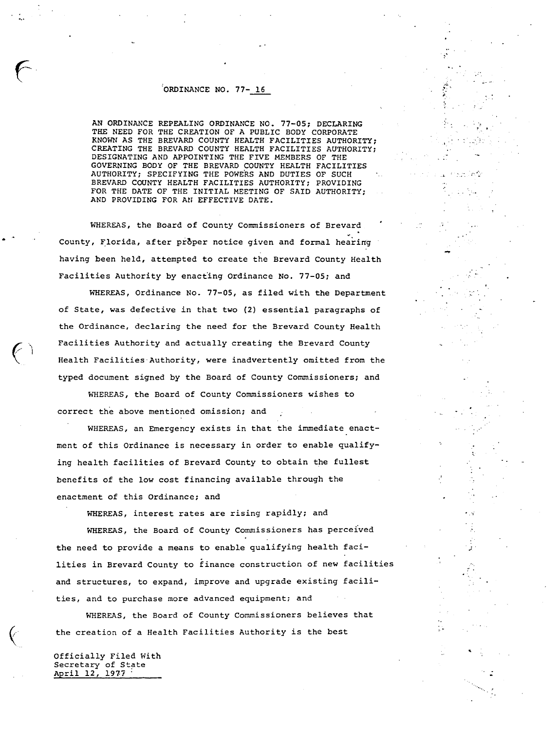# ORDINANCE NO. 77-16

AN ORDINANCE REPEALING ORDINANCE NO. 77-05; DECLARING THE NEED FOR THE CREATION OF A PUBLIC BODY CORPORATE KNOWN AS THE BREVARD COUNTY HEALTH FACILITIES AUTHORITY; CREATING THE BREVARD COUNTY HEALTH FACILITIES AUTHORITY; DESIGNATING AND APPOINTING THE FIVE MEMBERS OF THE GOVERNING BODY OF THE BREVARD COUNTY HEALTH FACILITIES AUTHORITY; SPECIFYING THE POWERS AND DUTIES OF SUCH BREVARD COUNTY HEALTH FACILITIES AUTHORITY; PROVIDING FOR THE DATE OF THE INITIAL MEETING OF SAID AUTHORITY; AND PROVIDING FOR AN EFFECTIVE DATE.

WHEREAS, the Board of County Commissioners of Brevard County, Florida, after proper notice given and formal hearing having been held, attempted to create the Brevard County Health Facilities Authority by enacting Ordinance No. 77-05; and

WHEREAS, Ordinance No. 77-05, as filed with the Department of State, was defective in that two (2) essential paragraphs of the Ordinance, declaring the need for the Brevard County Health Facilities Authority and actually creating the Brevard County Health Facilities Authority, were inadvertently omitted from the typed document signed by the Board of County Commissioners; and

WHEREAS, the Board of County Commissioners wishes to correct the above mentioned omission; and

WHEREAS, an Emergency exists in that the immediate enactment of this Ordinance is necessary in order to enable qualifying health facilities of Brevard County to obtain the fullest benefits of the low cost financing available through the enactment of this Ordinance; and

WHEREAS, interest rates are rising rapidly; and

WHEREAS, the Board of County Commissioners has perceived the need to provide a means to enable qualifying health facilities in Brevard County to finance construction of new facilities and structures, to expand, improve and upgrade existing facilities, and to purchase more advanced equipment; and

WHEREAS, the Board of County Commissioners believes that the creation of a Health Facilities Authority is the best

Officially Filed With
Secretary of State
April 12, 1977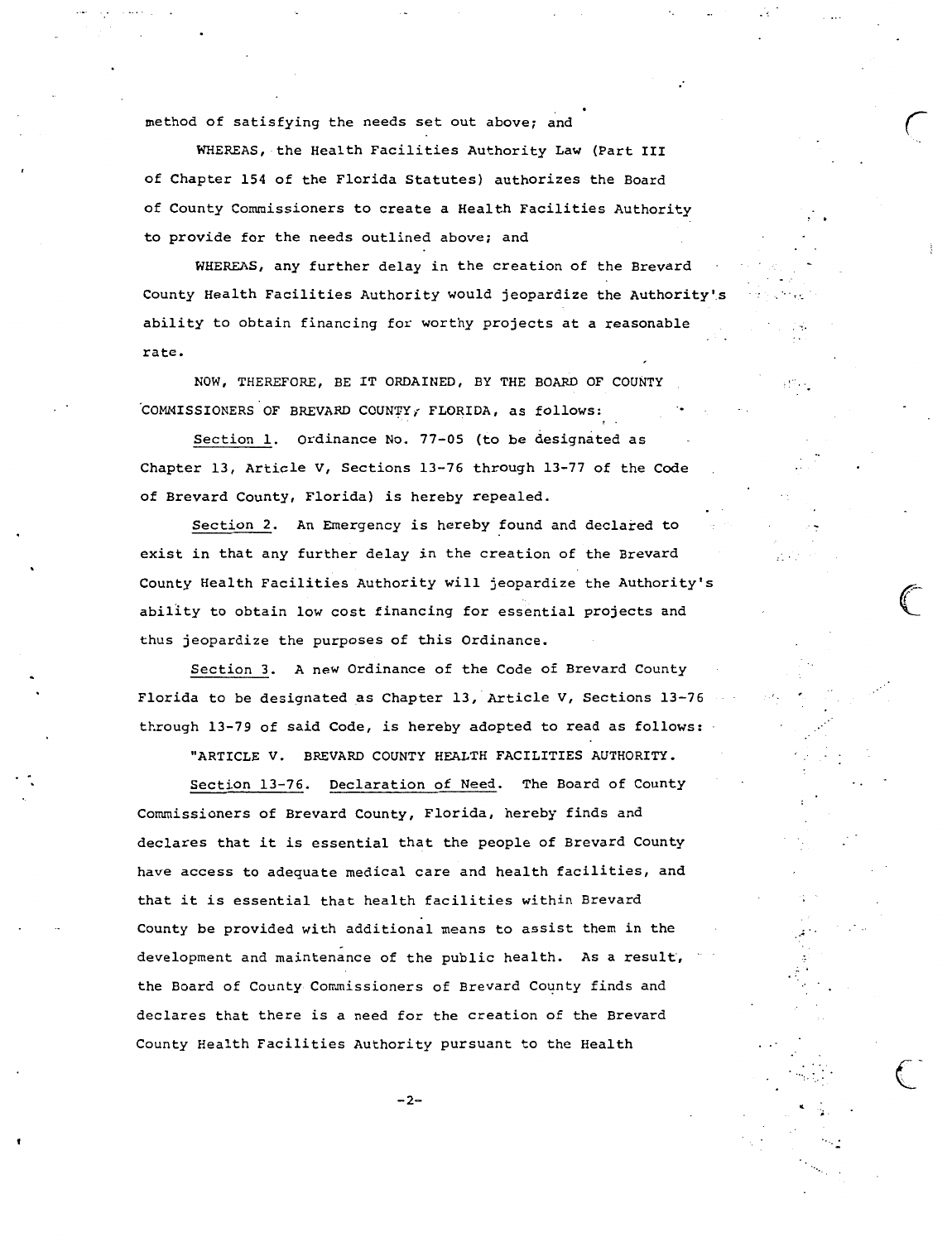method of satisfying the needs set out above; and

WHEREAS, the Health Facilities Authority Law (Part III of Chapter 154 of the Florida Statutes) authorizes the Board of County Commissioners to create a Health Facilities Authority to provide for the needs outlined above; and

WHEREAS, any further delay in the creation of the Brevard County Health Facilities Authority would jeopardize the Authority's ability to obtain financing for worthy projects at a reasonable rate.

NOW, THEREFORE, BE IT ORDAINED, BY THE BOARD OF COUNTY COMMISSIONERS OF BREVARD COUNTY, FLORIDA, as follows:

Section 1. Ordinance No. 77-05 (to be designated as Chapter 13, Article V, Sections 13-76 through 13-77 of the Code of Brevard County, Florida) is hereby repealed.

Section 2. An Emergency is hereby found and declared to exist in that any further delay in the creation of the Brevard County Health Facilities Authority will jeopardize the Authority's ability to obtain low cost financing for essential projects and thus jeopardize the purposes of this Ordinance.

Section 3. A new Ordinance of the Code of Brevard County Florida to be designated as Chapter 13, Article V, Sections 13-76 through 13-79 of said Code, is hereby adopted to read as follows:

"ARTICLE V. BREVARD COUNTY HEALTH FACILITIES AUTHORITY.

Section 13-76. Declaration of Need. The Board of County Commissioners of Brevard County, Florida, hereby finds and declares that it is essential that the people of Brevard County have access to adequate medical care and health facilities, and that it is essential that health facilities within Brevard County be provided with additional means to assist them in the development and maintenance of the public health. As a result, the Board of County Commissioners of Brevard County finds and declares that there is a need for the creation of the Brevard County Health Facilities Authority pursuant to the Health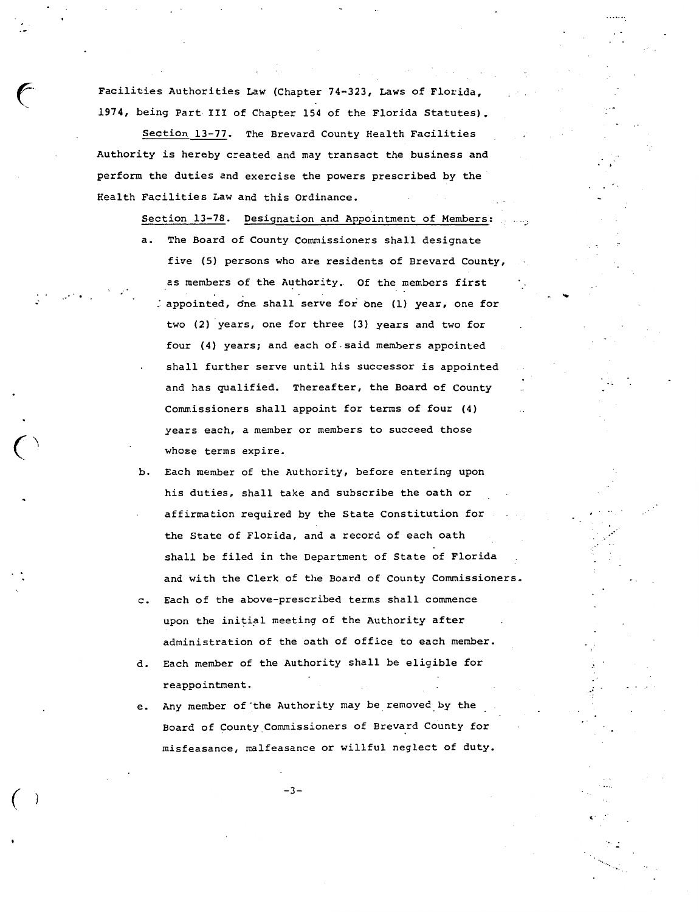Facilities Authorities Law (Chapter 74-323, Laws of Florida, 1974, being Part III of Chapter 154 of the Florida Statutes).

<u>Section 13-77</u>. The Brevard County Health Facilities Authority is hereby created and may transact the business and perform the duties and exercise the powers prescribed by the Health Facilities Law and this Ordinance.

<u>Section 13-78</u>. <u>Designation and Appointment of Members</u>:

a. The Board of County Commissioners shall designate five (5) persons who are residents of Brevard County, as members of the Authority. Of the members first appointed, one shall serve for one (1) year, one for two (2) years, one for three (3) years and two for four (4) years; and each of said members appointed shall further serve until his successor is appointed and has qualified. Thereafter, the Board of County Commissioners shall appoint for terms of four (4) years each, a member or members to succeed those whose terms expire.

b. Each member of the Authority, before entering upon his duties, shall take and subscribe the oath or affirmation required by the State Constitution for the State of Florida, and a record of each oath shall be filed in the Department of State of Florida and with the Clerk of the Board of County Commissioners.

c. Each of the above-prescribed terms shall commence upon the initial meeting of the Authority after administration of the oath of office to each member.

d. Each member of the Authority shall be eligible for reappointment.

e. Any member of the Authority may be removed by the Board of County Commissioners of Brevard County for misfeasance, malfeasance or willful neglect of duty.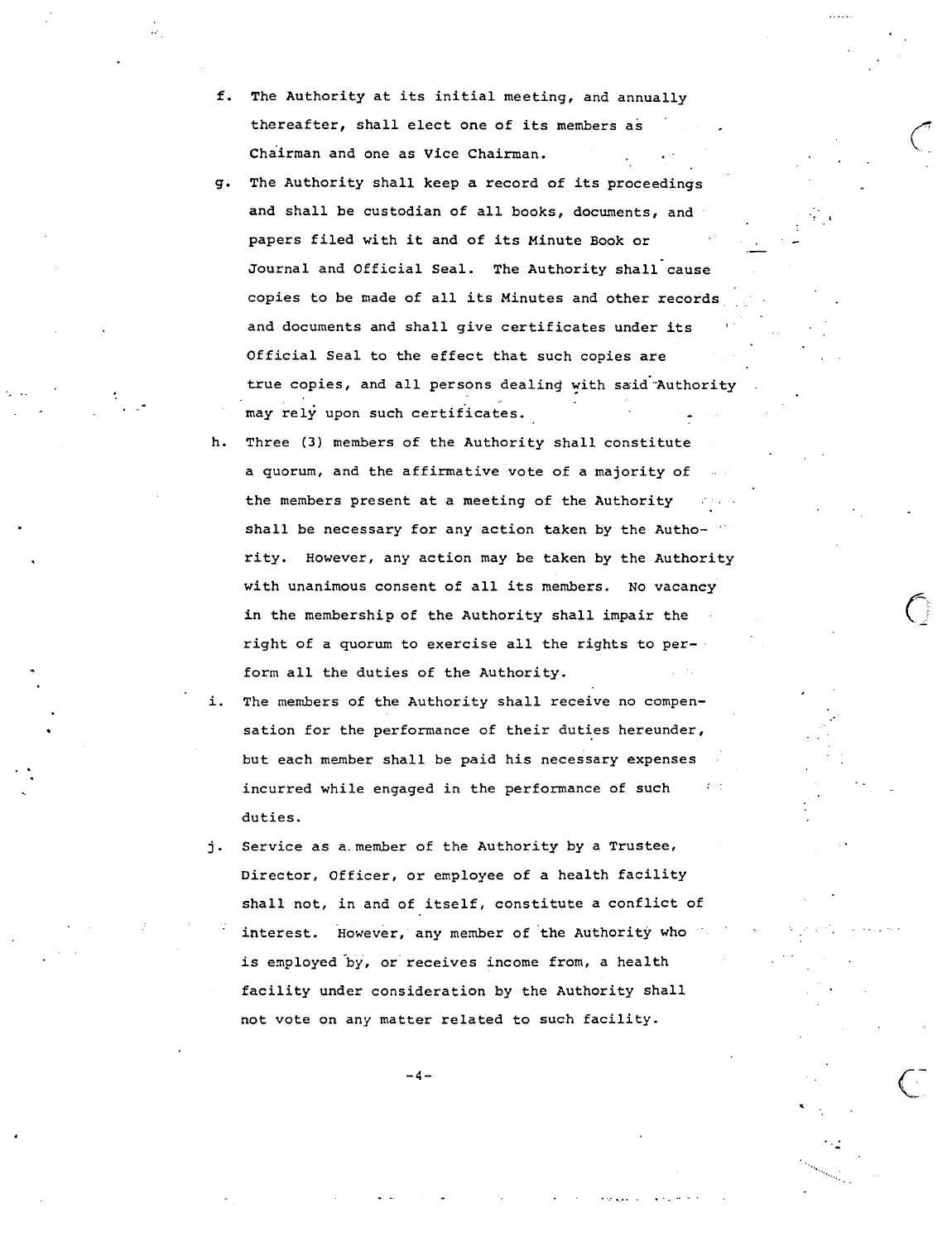f. The Authority at its initial meeting, and annually thereafter, shall elect one of its members as Chairman and one as Vice Chairman.

g. The Authority shall keep a record of its proceedings and shall be custodian of all books, documents, and papers filed with it and of its Minute Book or Journal and Official Seal. The Authority shall cause copies to be made of all its Minutes and other records and documents and shall give certificates under its Official Seal to the effect that such copies are true copies, and all persons dealing with said Authority may rely upon such certificates.

h. Three (3) members of the Authority shall constitute a quorum, and the affirmative vote of a majority of the members present at a meeting of the Authority shall be necessary for any action taken by the Authority. However, any action may be taken by the Authority with unanimous consent of all its members. No vacancy in the membership of the Authority shall impair the right of a quorum to exercise all the rights to perform all the duties of the Authority.

i. The members of the Authority shall receive no compensation for the performance of their duties hereunder, but each member shall be paid his necessary expenses incurred while engaged in the performance of such duties.

j. Service as a member of the Authority by a Trustee, Director, Officer, or employee of a health facility shall not, in and of itself, constitute a conflict of interest. However, any member of the Authority who is employed by, or receives income from, a health facility under consideration by the Authority shall not vote on any matter related to such facility.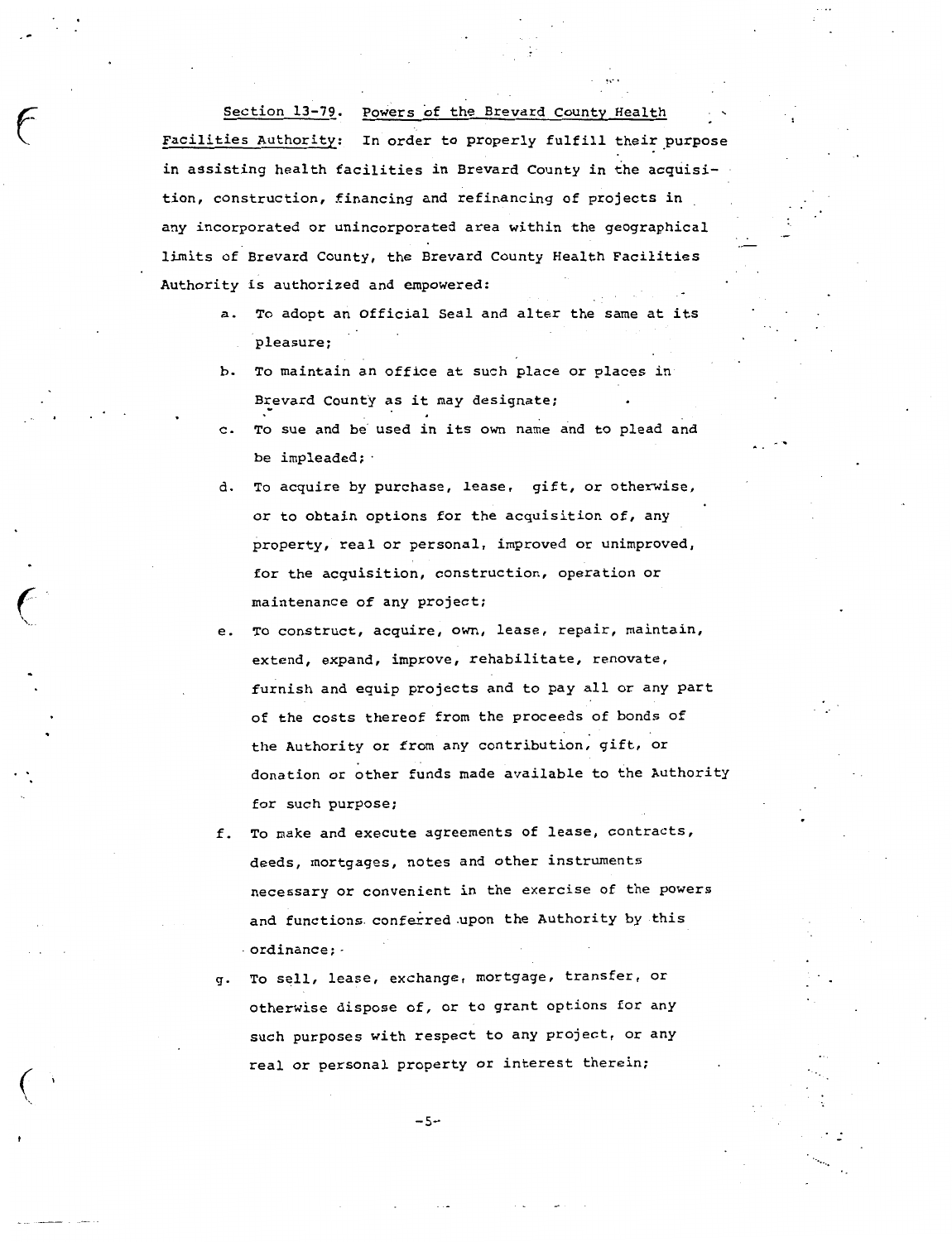Section 13-79. Powers of the Brevard County Health Facilities Authority: In order to properly fulfill their purpose in assisting health facilities in Brevard County in the acquisition, construction, financing and refinancing of projects in any incorporated or unincorporated area within the geographical limits of Brevard County, the Brevard County Health Facilities Authority is authorized and empowered:

a. To adopt an Official Seal and alter the same at its pleasure;

b. To maintain an office at such place or places in Brevard County as it may designate;

c. To sue and be used in its own name and to plead and be impleaded;

d. To acquire by purchase, lease, gift, or otherwise, or to obtain options for the acquisition of, any property, real or personal, improved or unimproved, for the acquisition, construction, operation or maintenance of any project;

e. To construct, acquire, own, lease, repair, maintain, extend, expand, improve, rehabilitate, renovate, furnish and equip projects and to pay all or any part of the costs thereof from the proceeds of bonds of the Authority or from any contribution, gift, or donation or other funds made available to the Authority for such purpose;

f. To make and execute agreements of lease, contracts, deeds, mortgages, notes and other instruments necessary or convenient in the exercise of the powers and functions conferred upon the Authority by this ordinance;

g. To sell, lease, exchange, mortgage, transfer, or otherwise dispose of, or to grant options for any such purposes with respect to any project, or any real or personal property or interest therein;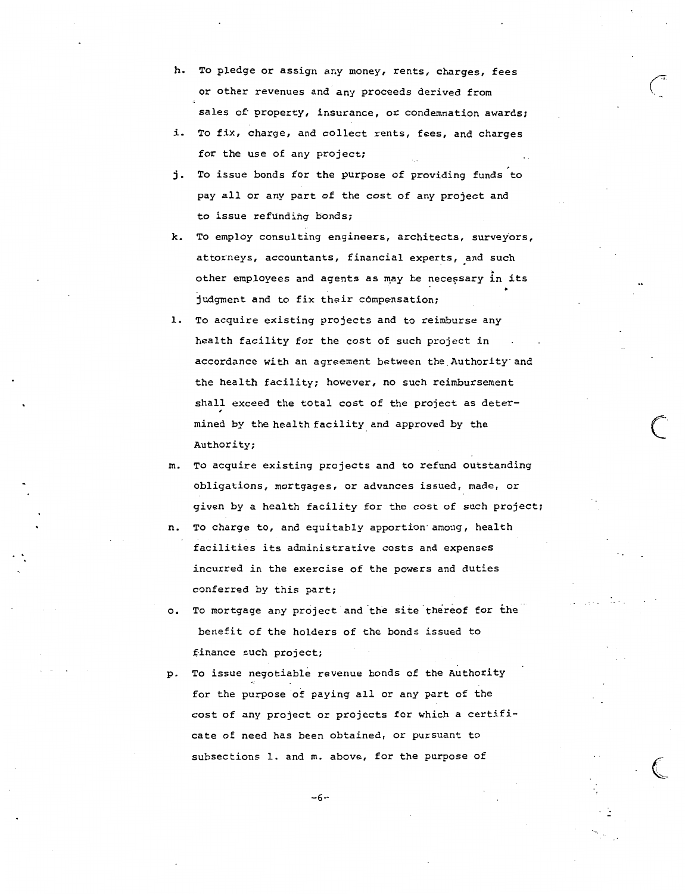h. To pledge or assign any money, rents, charges, fees or other revenues and any proceeds derived from sales of property, insurance, or condemnation awards;

i. To fix, charge, and collect rents, fees, and charges for the use of any project;

j. To issue bonds for the purpose of providing funds to pay all or any part of the cost of any project and to issue refunding bonds;

k. To employ consulting engineers, architects, surveyors, attorneys, accountants, financial experts, and such other employees and agents as may be necessary in its judgment and to fix their compensation;

l. To acquire existing projects and to reimburse any health facility for the cost of such project in accordance with an agreement between the Authority and the health facility; however, no such reimbursement shall exceed the total cost of the project as determined by the health facility and approved by the Authority;

m. To acquire existing projects and to refund outstanding obligations, mortgages, or advances issued, made, or given by a health facility for the cost of such project;

n. To charge to, and equitably apportion among, health facilities its administrative costs and expenses incurred in the exercise of the powers and duties conferred by this part;

o. To mortgage any project and the site thereof for the benefit of the holders of the bonds issued to finance such project;

p. To issue negotiable revenue bonds of the Authority for the purpose of paying all or any part of the cost of any project or projects for which a certificate of need has been obtained, or pursuant to subsections l. and m. above, for the purpose of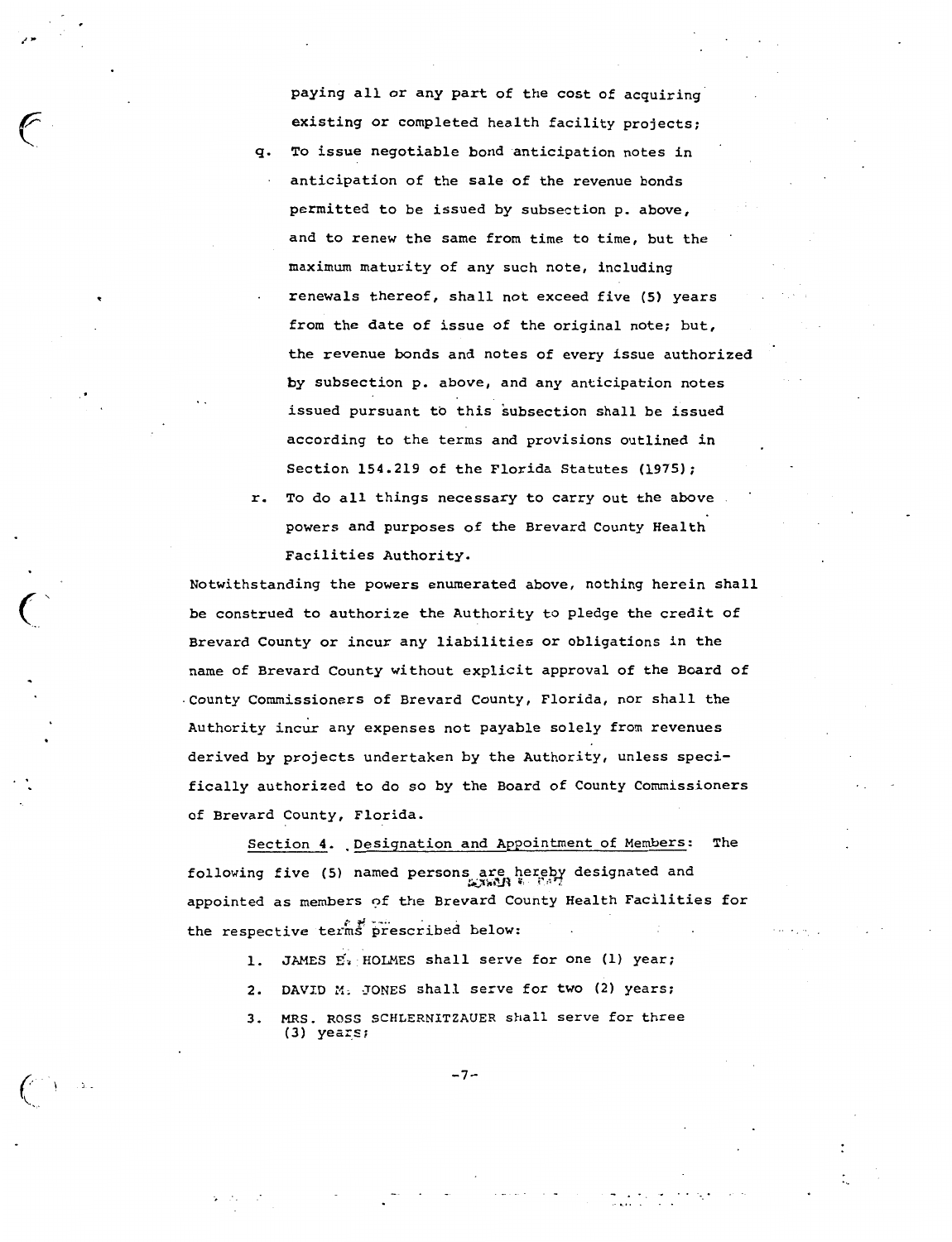paying all or any part of the cost of acquiring existing or completed health facility projects;

q. To issue negotiable bond anticipation notes in anticipation of the sale of the revenue bonds permitted to be issued by subsection p. above, and to renew the same from time to time, but the maximum maturity of any such note, including renewals thereof, shall not exceed five (5) years from the date of issue of the original note; but, the revenue bonds and notes of every issue authorized by subsection p. above, and any anticipation notes issued pursuant to this subsection shall be issued according to the terms and provisions outlined in Section 154.219 of the Florida Statutes (1975);

r. To do all things necessary to carry out the above powers and purposes of the Brevard County Health Facilities Authority.

Notwithstanding the powers enumerated above, nothing herein shall be construed to authorize the Authority to pledge the credit of Brevard County or incur any liabilities or obligations in the name of Brevard County without explicit approval of the Board of County Commissioners of Brevard County, Florida, nor shall the Authority incur any expenses not payable solely from revenues derived by projects undertaken by the Authority, unless specifically authorized to do so by the Board of County Commissioners of Brevard County, Florida.

Section 4. Designation and Appointment of Members: The following five (5) named persons are hereby designated and appointed as members of the Brevard County Health Facilities for the respective terms prescribed below:

1. JAMES E. HOLMES shall serve for one (1) year;
2. DAVID M. JONES shall serve for two (2) years;
3. MRS. ROSS SCHLERNITZAUER shall serve for three (3) years;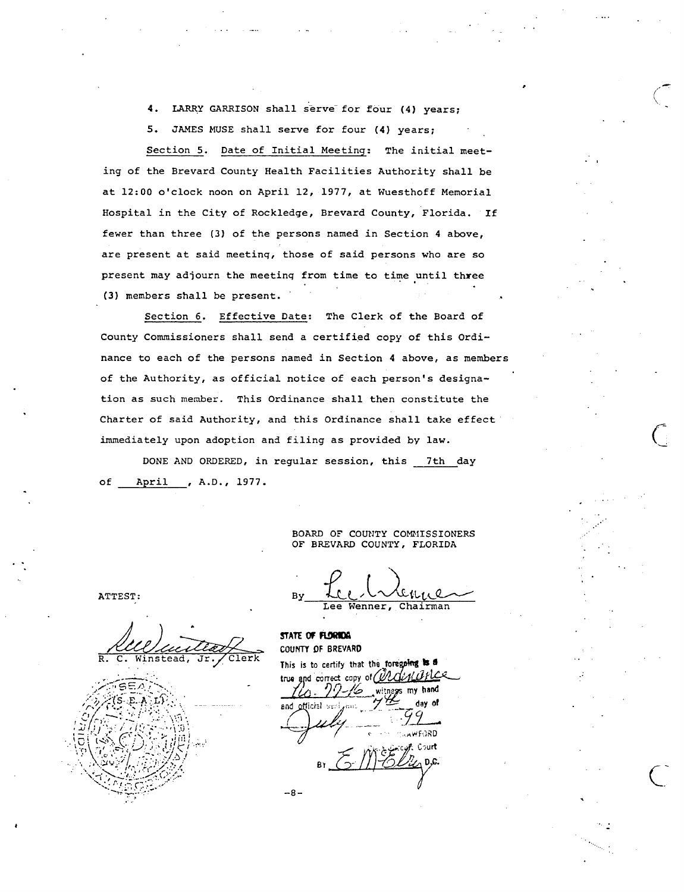4. LARRY GARRISON shall serve for four (4) years;

5. JAMES MUSE shall serve for four (4) years;

Section 5. Date of Initial Meeting: The initial meeting of the Brevard County Health Facilities Authority shall be at 12:00 o'clock noon on April 12, 1977, at Wuesthoff Memorial Hospital in the City of Rockledge, Brevard County, Florida. If fewer than three (3) of the persons named in Section 4 above, are present at said meeting, those of said persons who are so present may adjourn the meeting from time to time until three (3) members shall be present.

Section 6. Effective Date: The Clerk of the Board of County Commissioners shall send a certified copy of this Ordinance to each of the persons named in Section 4 above, as members of the Authority, as official notice of each person's designation as such member. This Ordinance shall then constitute the Charter of said Authority, and this Ordinance shall take effect immediately upon adoption and filing as provided by law.

DONE AND ORDERED, in regular session, this 7th day of April, A.D., 1977.

BOARD OF COUNTY COMMISSIONERS
OF BREVARD COUNTY, FLORIDA

By Lee Wenner
Lee Wenner, Chairman

ATTEST:

R. C. Winstead, Jr., Clerk

(SEAL)

STATE OF FLORIDA
COUNTY OF BREVARD

This is to certify that the foregoing is a true and correct copy of Ordinance No. 77-16 witness my hand and official seal this 7th day of July 99

CRAWFORD
Clerk Circuit Court

BY E. McElroy D.C.